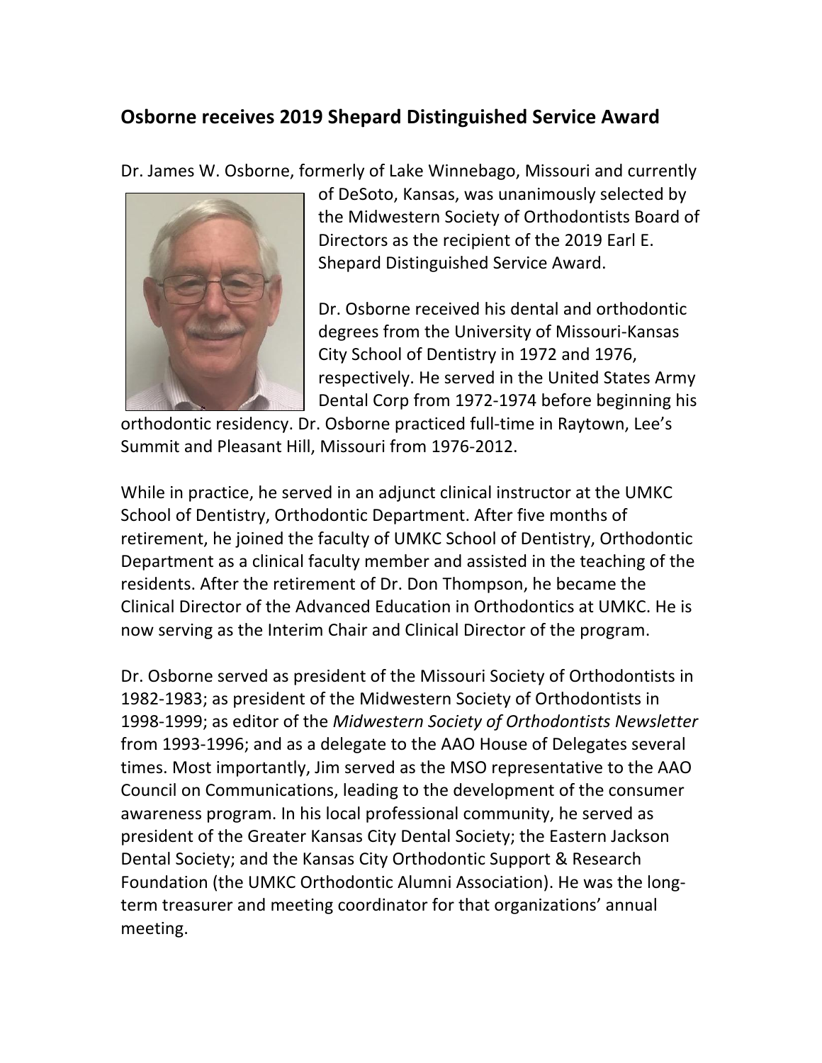## Osborne receives 2019 Shepard Distinguished Service Award

Dr. James W. Osborne, formerly of Lake Winnebago, Missouri and currently of DeSoto, Kansas, was unanimously selected by the Midwestern Society of Orthodontists Board of Directors as the recipient of the 2019 Earl E. Shepard Distinguished Service Award.

Dr. Osborne received his dental and orthodontic degrees from the University of Missouri-Kansas City School of Dentistry in 1972 and 1976, respectively. He served in the United States Army Dental Corp from 1972-1974 before beginning his orthodontic residency. Dr. Osborne practiced full-time in Raytown, Lee's Summit and Pleasant Hill, Missouri from 1976-2012.

While in practice, he served in an adjunct clinical instructor at the UMKC School of Dentistry, Orthodontic Department. After five months of retirement, he joined the faculty of UMKC School of Dentistry, Orthodontic Department as a clinical faculty member and assisted in the teaching of the residents. After the retirement of Dr. Don Thompson, he became the Clinical Director of the Advanced Education in Orthodontics at UMKC. He is now serving as the Interim Chair and Clinical Director of the program.

Dr. Osborne served as president of the Missouri Society of Orthodontists in 1982-1983; as president of the Midwestern Society of Orthodontists in 1998-1999; as editor of the *Midwestern Society of Orthodontists Newsletter* from 1993-1996; and as a delegate to the AAO House of Delegates several times. Most importantly, Jim served as the MSO representative to the AAO Council on Communications, leading to the development of the consumer awareness program. In his local professional community, he served as president of the Greater Kansas City Dental Society; the Eastern Jackson Dental Society; and the Kansas City Orthodontic Support & Research Foundation (the UMKC Orthodontic Alumni Association). He was the long-term treasurer and meeting coordinator for that organizations' annual meeting.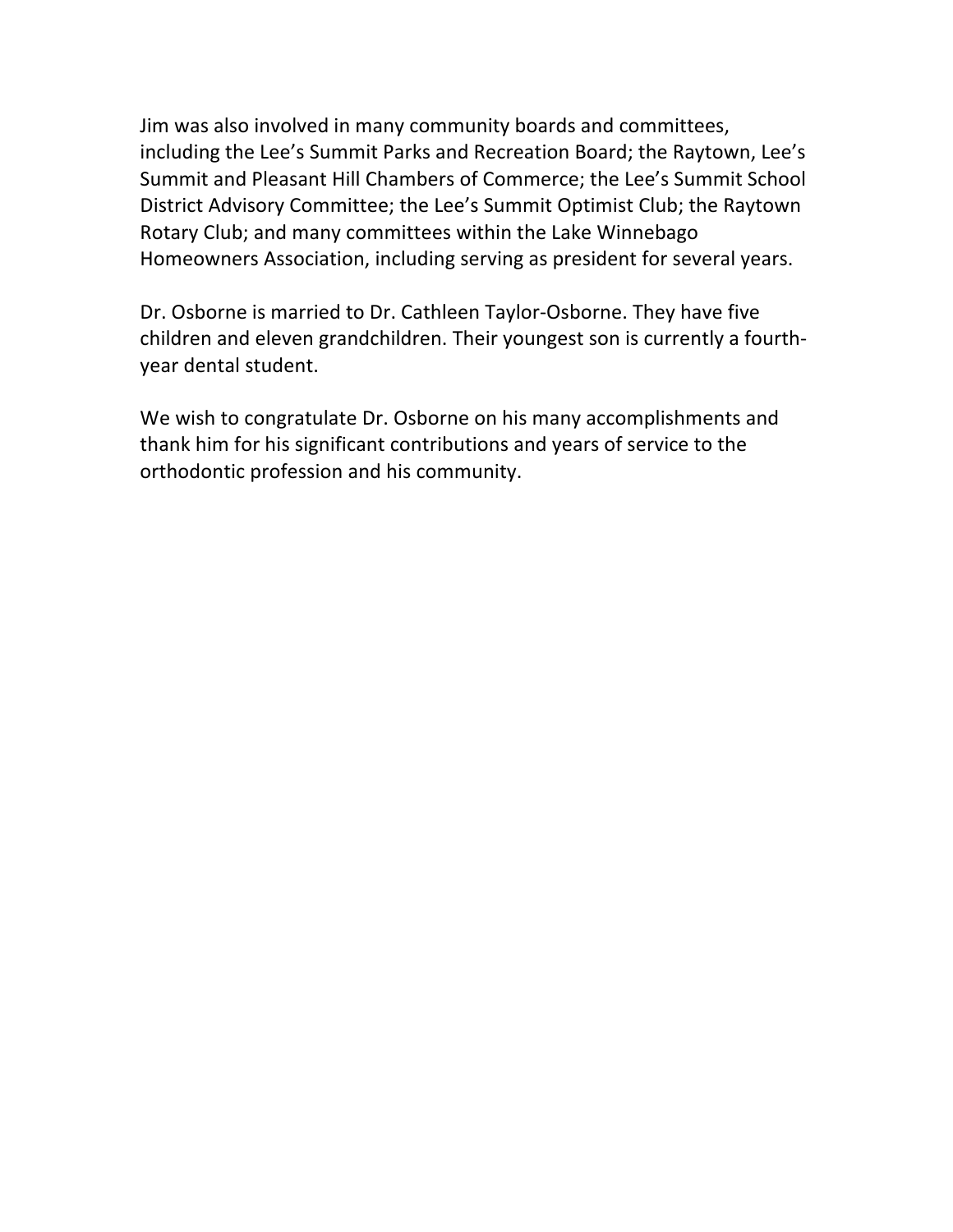Jim was also involved in many community boards and committees, including the Lee's Summit Parks and Recreation Board; the Raytown, Lee's Summit and Pleasant Hill Chambers of Commerce; the Lee's Summit School District Advisory Committee; the Lee's Summit Optimist Club; the Raytown Rotary Club; and many committees within the Lake Winnebago Homeowners Association, including serving as president for several years.

Dr. Osborne is married to Dr. Cathleen Taylor-Osborne. They have five children and eleven grandchildren. Their youngest son is currently a fourth-year dental student.

We wish to congratulate Dr. Osborne on his many accomplishments and thank him for his significant contributions and years of service to the orthodontic profession and his community.